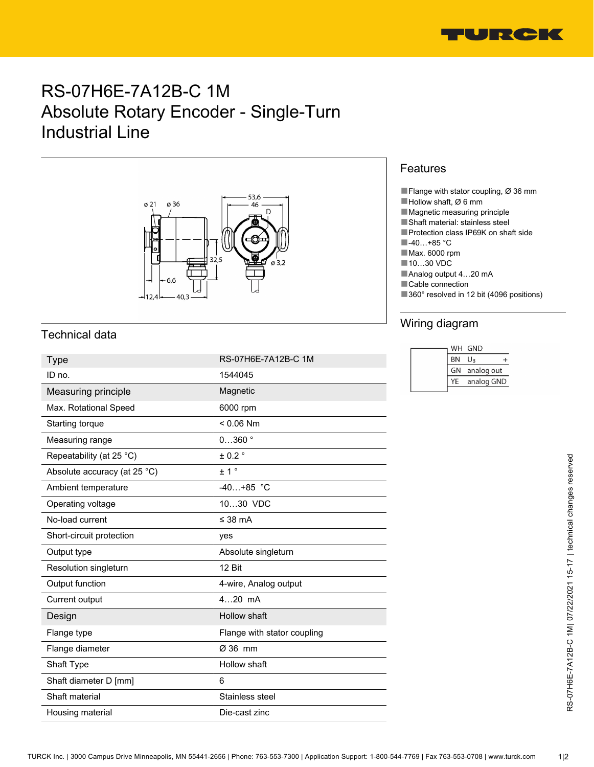# RS-07H6E-7A12B-C 1M
# Absolute Rotary Encoder - Single-Turn
# Industrial Line

## Features

- Flange with stator coupling, Ø 36 mm
- Hollow shaft, Ø 6 mm
- Magnetic measuring principle
- Shaft material: stainless steel
- Protection class IP69K on shaft side
- -40…+85 °C
- Max. 6000 rpm
- 10…30 VDC
- Analog output 4…20 mA
- Cable connection
- 360° resolved in 12 bit (4096 positions)

## Wiring diagram

| | |
|---|---|
| WH | GND |
| BN | $U_B$ + |
| GN | analog out |
| YE | analog GND |

## Technical data

| Type | RS-07H6E-7A12B-C 1M |
|---|---|
| ID no. | 1544045 |
| **Measuring principle** | Magnetic |
| Max. Rotational Speed | 6000 rpm |
| Starting torque | < 0.06 Nm |
| Measuring range | 0…360 ° |
| Repeatability (at 25 °C) | ± 0.2 ° |
| Absolute accuracy (at 25 °C) | ± 1 ° |
| Ambient temperature | -40…+85 °C |
| Operating voltage | 10…30 VDC |
| No-load current | ≤ 38 mA |
| Short-circuit protection | yes |
| Output type | Absolute singleturn |
| Resolution singleturn | 12 Bit |
| Output function | 4-wire, Analog output |
| Current output | 4…20 mA |
| **Design** | Hollow shaft |
| Flange type | Flange with stator coupling |
| Flange diameter | Ø 36 mm |
| Shaft Type | Hollow shaft |
| Shaft diameter D [mm] | 6 |
| Shaft material | Stainless steel |
| Housing material | Die-cast zinc |

RS-07H6E-7A12B-C 1M| 07/22/2021 15-17 | technical changes reserved

TURCK Inc. | 3000 Campus Drive Minneapolis, MN 55441-2656 | Phone: 763-553-7300 | Application Support: 1-800-544-7769 | Fax 763-553-0708 | www.turck.com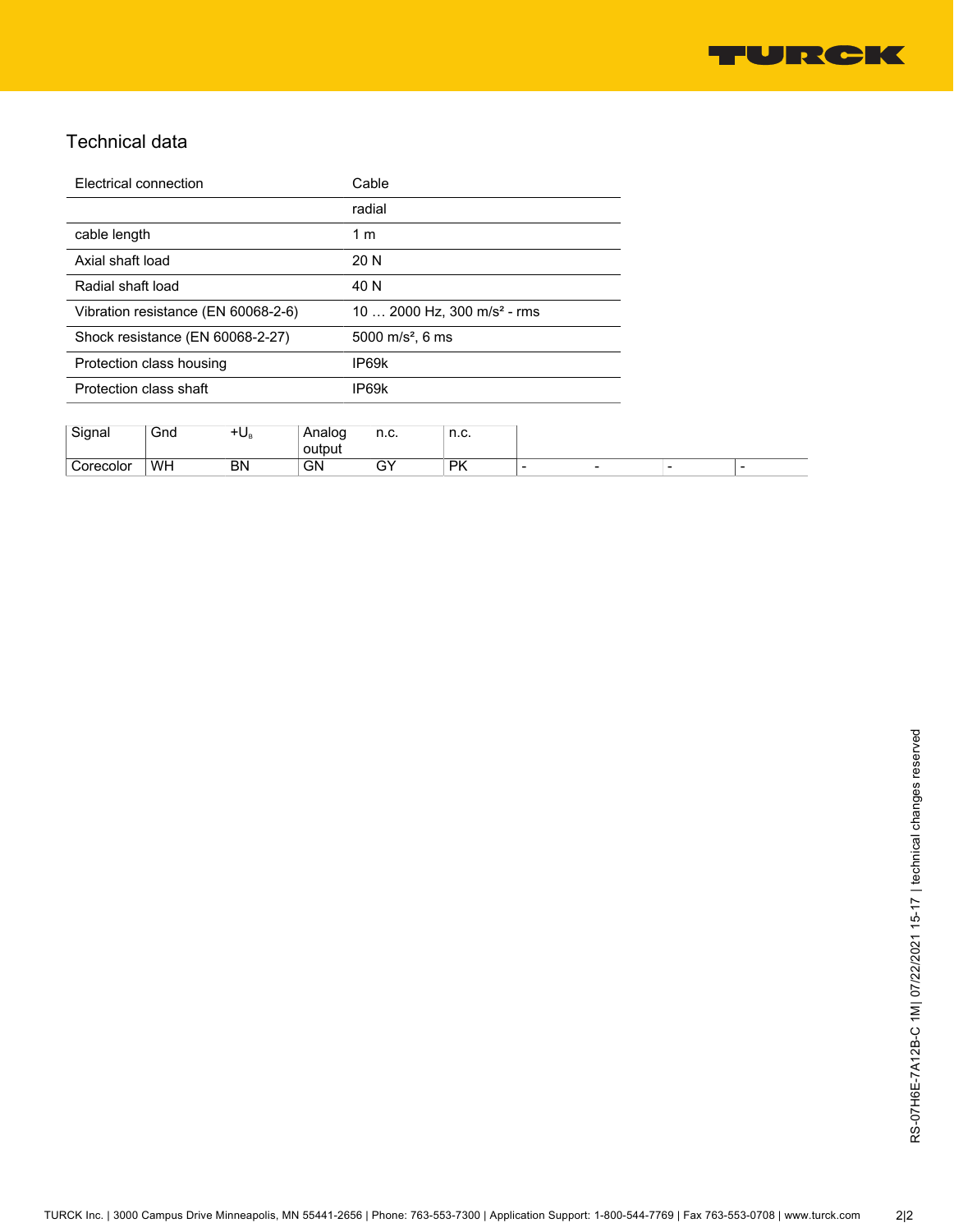## Technical data

| | |
|---|---|
| Electrical connection | Cable |
| | radial |
| cable length | 1 m |
| Axial shaft load | 20 N |
| Radial shaft load | 40 N |
| Vibration resistance (EN 60068-2-6) | 10 … 2000 Hz, 300 m/s² - rms |
| Shock resistance (EN 60068-2-27) | 5000 m/s², 6 ms |
| Protection class housing | IP69k |
| Protection class shaft | IP69k |

| Signal | Gnd | $+U_B$ | Analog output | n.c. | n.c. | | | | |
|---|---|---|---|---|---|---|---|---|---|
| Corecolor | WH | BN | GN | GY | PK | - | - | - | - |